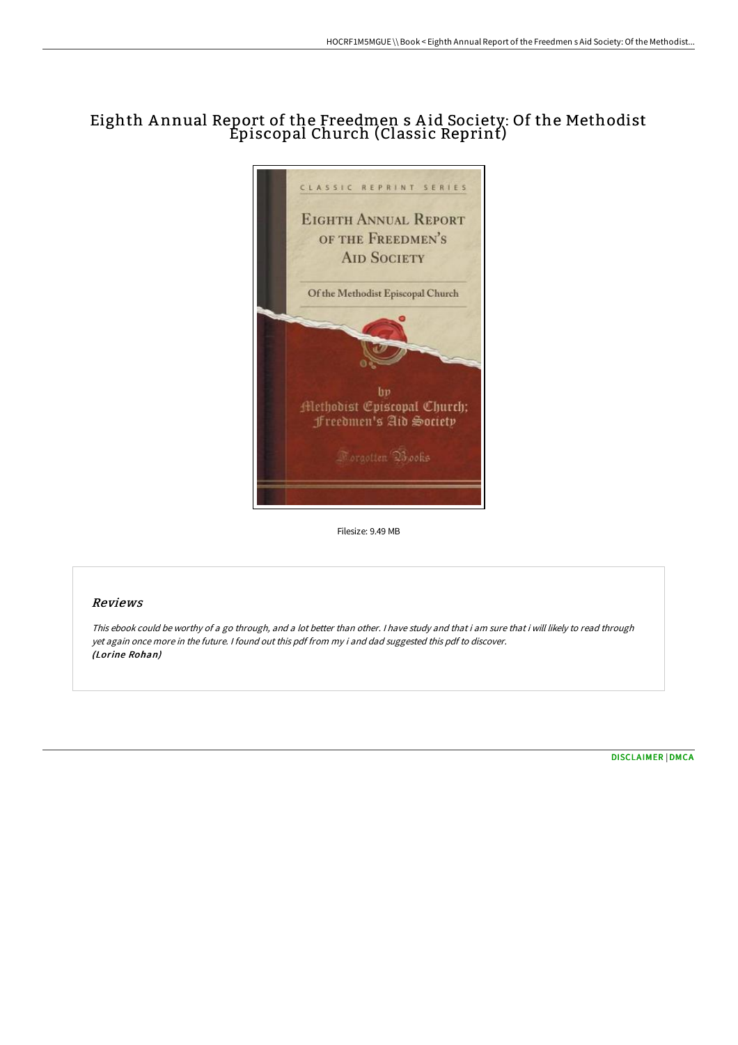# Eighth Annual Report of the Freedmen s Aid Society: Of the Methodist Episcopal Church (Classic Reprint)

Filesize: 9.49 MB

## Reviews

*This ebook could be worthy of a go through, and a lot better than other. I have study and that i am sure that i will likely to read through yet again once more in the future. I found out this pdf from my i and dad suggested this pdf to discover.*
***(Lorine Rohan)***

[DISCLAIMER](#) | [DMCA](#)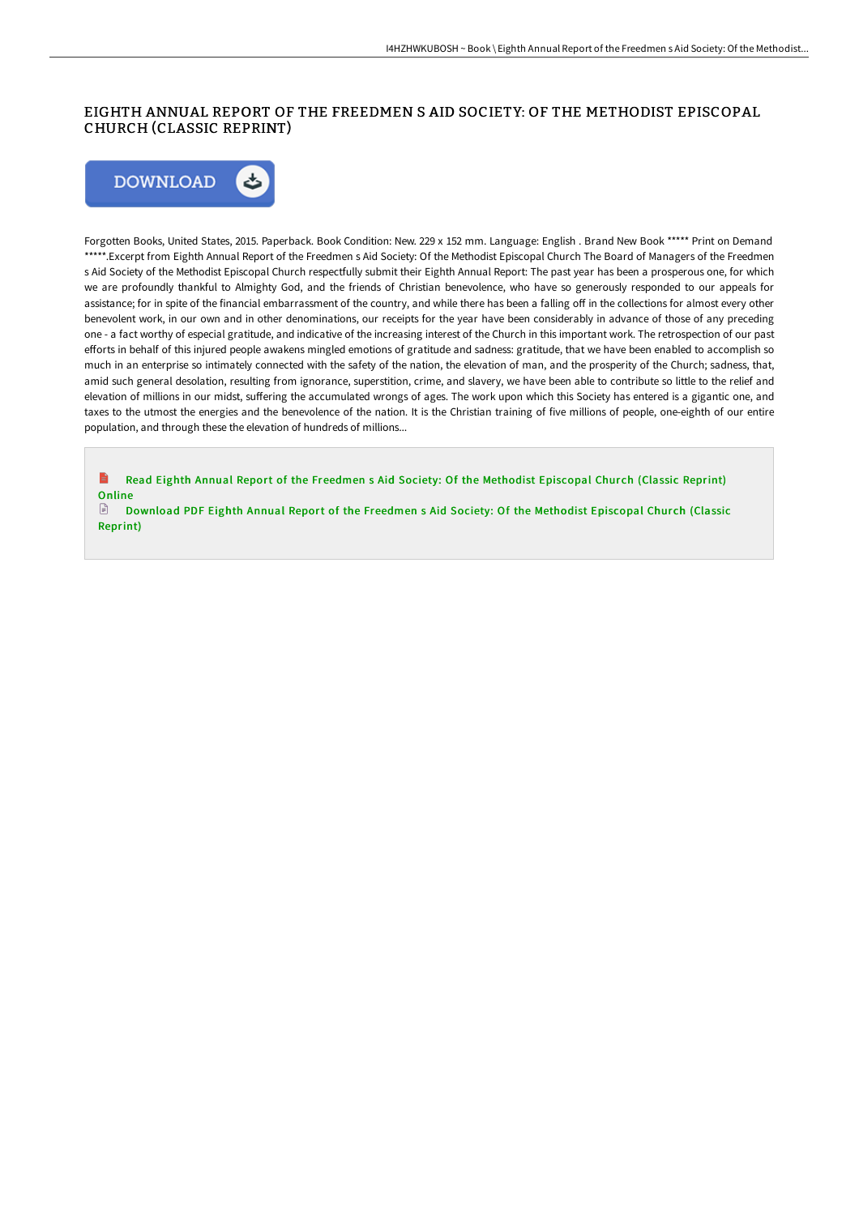# EIGHTH ANNUAL REPORT OF THE FREEDMEN S AID SOCIETY: OF THE METHODIST EPISCOPAL CHURCH (CLASSIC REPRINT)

Forgotten Books, United States, 2015. Paperback. Book Condition: New. 229 x 152 mm. Language: English . Brand New Book ***** Print on Demand *****.Excerpt from Eighth Annual Report of the Freedmen s Aid Society: Of the Methodist Episcopal Church The Board of Managers of the Freedmen s Aid Society of the Methodist Episcopal Church respectfully submit their Eighth Annual Report: The past year has been a prosperous one, for which we are profoundly thankful to Almighty God, and the friends of Christian benevolence, who have so generously responded to our appeals for assistance; for in spite of the financial embarrassment of the country, and while there has been a falling off in the collections for almost every other benevolent work, in our own and in other denominations, our receipts for the year have been considerably in advance of those of any preceding one - a fact worthy of especial gratitude, and indicative of the increasing interest of the Church in this important work. The retrospection of our past efforts in behalf of this injured people awakens mingled emotions of gratitude and sadness: gratitude, that we have been enabled to accomplish so much in an enterprise so intimately connected with the safety of the nation, the elevation of man, and the prosperity of the Church; sadness, that, amid such general desolation, resulting from ignorance, superstition, crime, and slavery, we have been able to contribute so little to the relief and elevation of millions in our midst, suffering the accumulated wrongs of ages. The work upon which this Society has entered is a gigantic one, and taxes to the utmost the energies and the benevolence of the nation. It is the Christian training of five millions of people, one-eighth of our entire population, and through these the elevation of hundreds of millions...

Read Eighth Annual Report of the Freedmen s Aid Society: Of the Methodist Episcopal Church (Classic Reprint) Online

Download PDF Eighth Annual Report of the Freedmen s Aid Society: Of the Methodist Episcopal Church (Classic Reprint)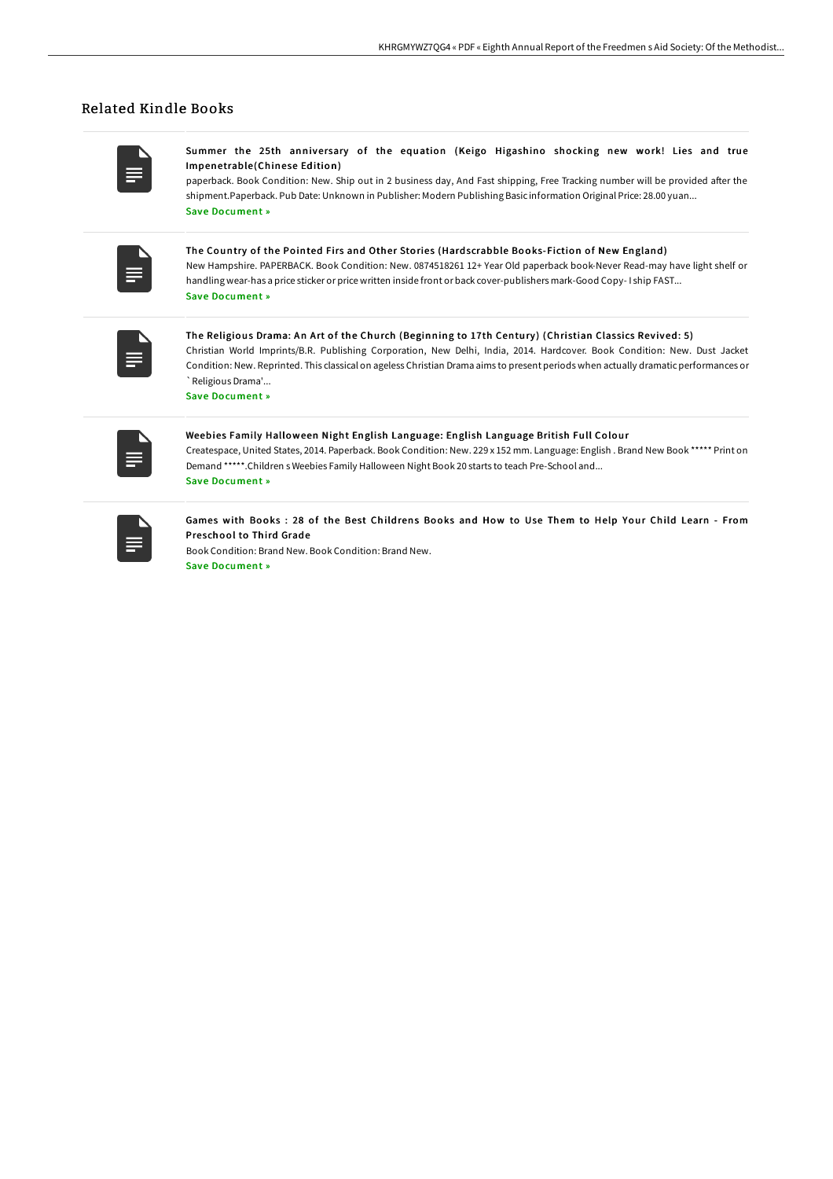## Related Kindle Books

**Summer the 25th anniversary of the equation (Keigo Higashino shocking new work! Lies and true Impenetrable(Chinese Edition)**

paperback. Book Condition: New. Ship out in 2 business day, And Fast shipping, Free Tracking number will be provided after the shipment.Paperback. Pub Date: Unknown in Publisher: Modern Publishing Basic information Original Price: 28.00 yuan...

Save Document »

**The Country of the Pointed Firs and Other Stories (Hardscrabble Books-Fiction of New England)**

New Hampshire. PAPERBACK. Book Condition: New. 0874518261 12+ Year Old paperback book-Never Read-may have light shelf or handling wear-has a price sticker or price written inside front or back cover-publishers mark-Good Copy- I ship FAST...

Save Document »

**The Religious Drama: An Art of the Church (Beginning to 17th Century) (Christian Classics Revived: 5)**

Christian World Imprints/B.R. Publishing Corporation, New Delhi, India, 2014. Hardcover. Book Condition: New. Dust Jacket Condition: New. Reprinted. This classical on ageless Christian Drama aims to present periods when actually dramatic performances or `Religious Drama'...

Save Document »

**Weebies Family Halloween Night English Language: English Language British Full Colour**

Createspace, United States, 2014. Paperback. Book Condition: New. 229 x 152 mm. Language: English . Brand New Book ***** Print on Demand *****.Children s Weebies Family Halloween Night Book 20 starts to teach Pre-School and...

Save Document »

**Games with Books : 28 of the Best Childrens Books and How to Use Them to Help Your Child Learn - From Preschool to Third Grade**

Book Condition: Brand New. Book Condition: Brand New.

Save Document »